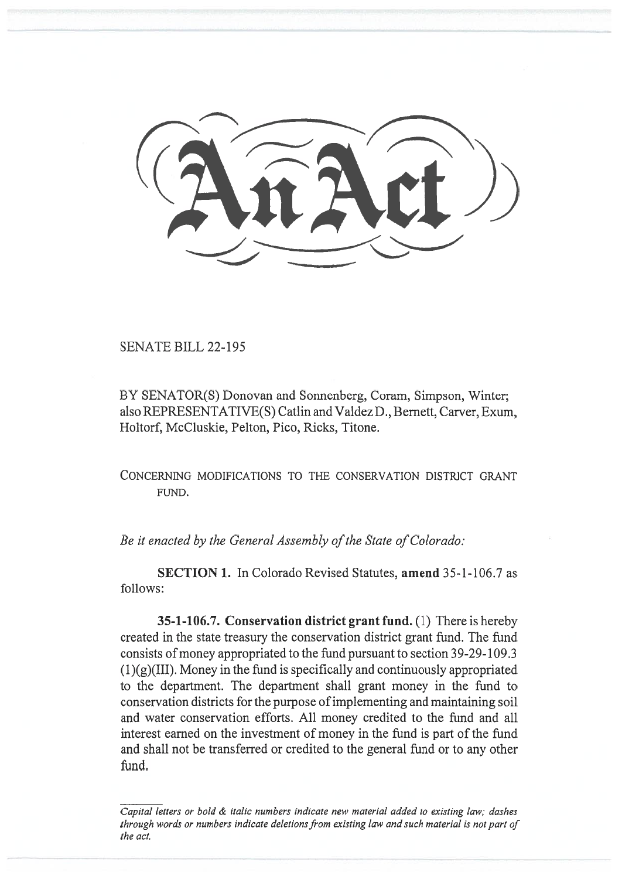SENATE BILL 22-195

BY SENATOR(S) Donovan and Sonnenberg, Coram, Simpson, Winter; also REPRESENTATIVE(S) Catlin and Valdez D., Bernett, Carver, Exum, Holtorf, McCluskie, Pelton, Pico, Ricks, Titone.

CONCERNING MODIFICATIONS TO THE CONSERVATION DISTRICT GRANT FUND.

*Be it enacted by the General Assembly of the State of Colorado:*

**SECTION 1.** In Colorado Revised Statutes, **amend** 35-1-106.7 as follows:

**35-1-106.7. Conservation district grant fund.** (1) There is hereby created in the state treasury the conservation district grant fund. The fund consists of money appropriated to the fund pursuant to section 39-29-109.3 (1)(g)(III). Money in the fund is specifically and continuously appropriated to the department. The department shall grant money in the fund to conservation districts for the purpose of implementing and maintaining soil and water conservation efforts. All money credited to the fund and all interest earned on the investment of money in the fund is part of the fund and shall not be transferred or credited to the general fund or to any other fund.

*Capital letters or bold & italic numbers indicate new material added to existing law; dashes through words or numbers indicate deletions from existing law and such material is not part of the act.*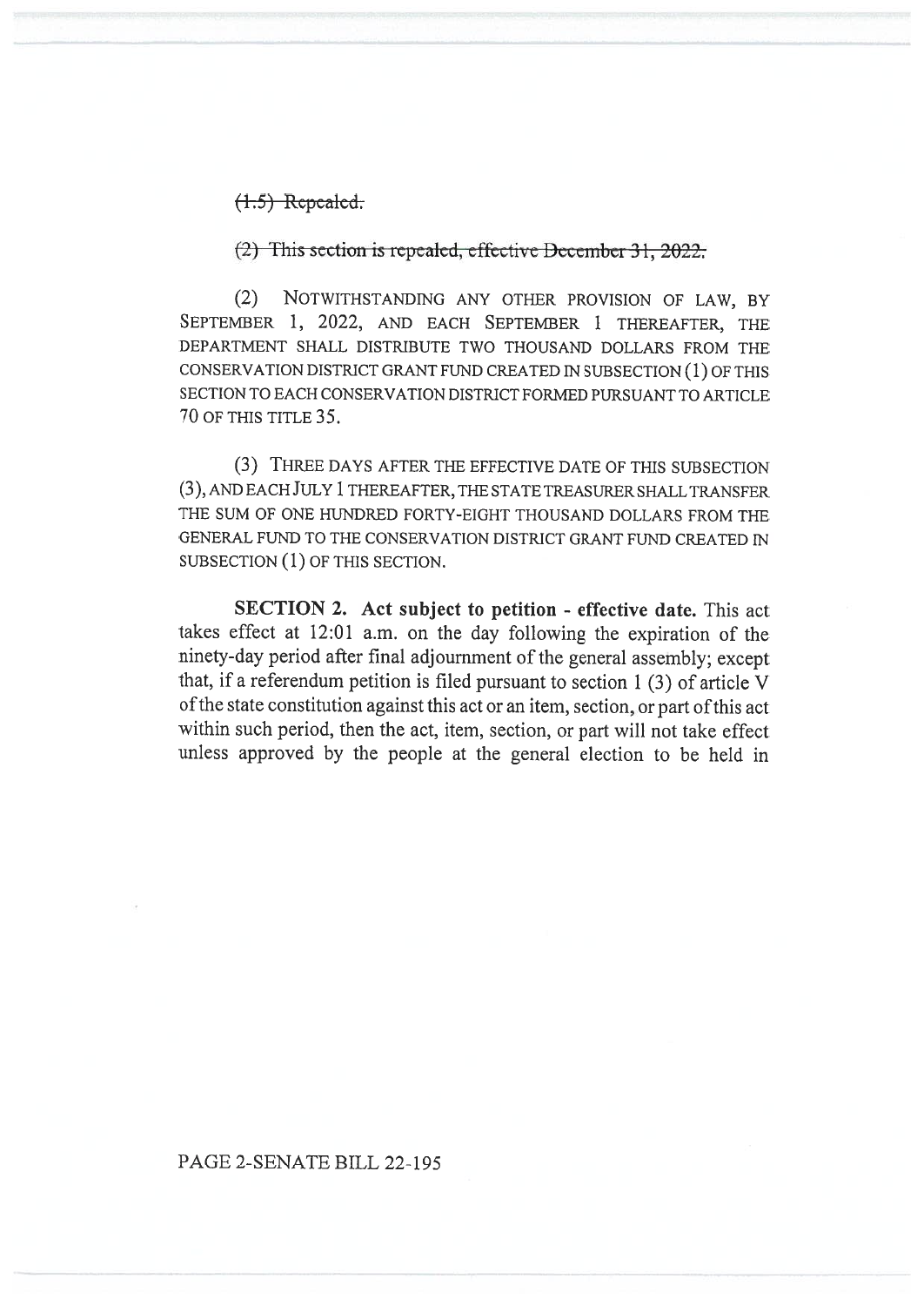~~(1.5) Repealed.~~

~~(2) This section is repealed, effective December 31, 2022.~~

(2) NOTWITHSTANDING ANY OTHER PROVISION OF LAW, BY SEPTEMBER 1, 2022, AND EACH SEPTEMBER 1 THEREAFTER, THE DEPARTMENT SHALL DISTRIBUTE TWO THOUSAND DOLLARS FROM THE CONSERVATION DISTRICT GRANT FUND CREATED IN SUBSECTION (1) OF THIS SECTION TO EACH CONSERVATION DISTRICT FORMED PURSUANT TO ARTICLE 70 OF THIS TITLE 35.

(3) THREE DAYS AFTER THE EFFECTIVE DATE OF THIS SUBSECTION (3), AND EACH JULY 1 THEREAFTER, THE STATE TREASURER SHALL TRANSFER THE SUM OF ONE HUNDRED FORTY-EIGHT THOUSAND DOLLARS FROM THE GENERAL FUND TO THE CONSERVATION DISTRICT GRANT FUND CREATED IN SUBSECTION (1) OF THIS SECTION.

**SECTION 2. Act subject to petition - effective date.** This act takes effect at 12:01 a.m. on the day following the expiration of the ninety-day period after final adjournment of the general assembly; except that, if a referendum petition is filed pursuant to section 1 (3) of article V of the state constitution against this act or an item, section, or part of this act within such period, then the act, item, section, or part will not take effect unless approved by the people at the general election to be held in

PAGE 2-SENATE BILL 22-195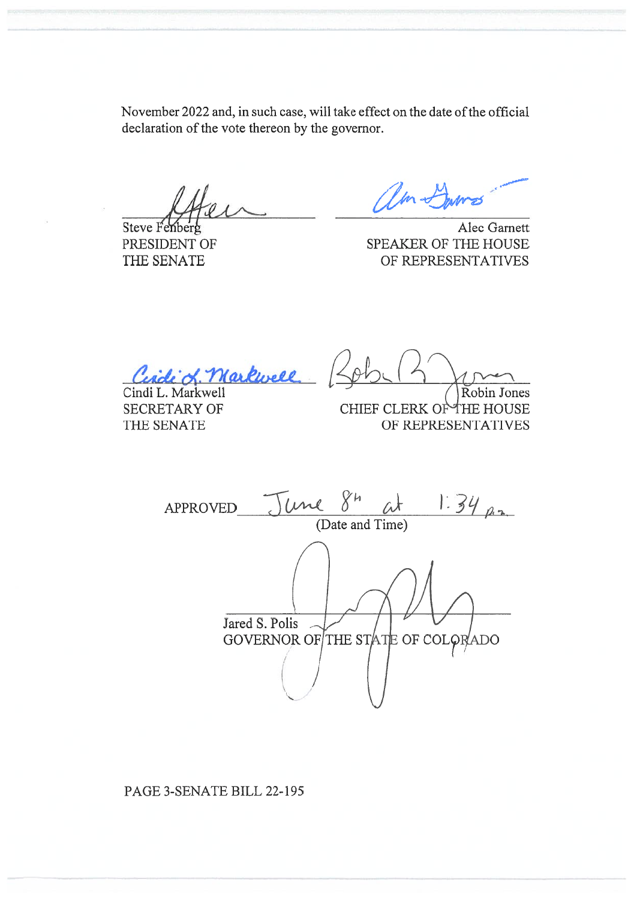November 2022 and, in such case, will take effect on the date of the official declaration of the vote thereon by the governor.

Steve Fenberg
PRESIDENT OF
THE SENATE

Alec Garnett
SPEAKER OF THE HOUSE
OF REPRESENTATIVES

Cindi L. Markwell
SECRETARY OF
THE SENATE

Robin Jones
CHIEF CLERK OF THE HOUSE
OF REPRESENTATIVES

APPROVED June 8th at 1:34 p.m.
(Date and Time)

Jared S. Polis
GOVERNOR OF THE STATE OF COLORADO

PAGE 3-SENATE BILL 22-195